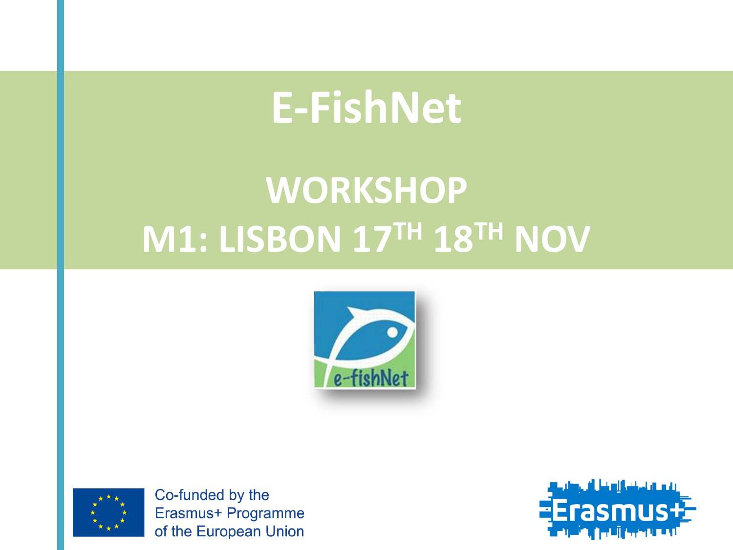# E-FishNet

## WORKSHOP
## M1: LISBON 17TH 18TH NOV

Co-funded by the
Erasmus+ Programme
of the European Union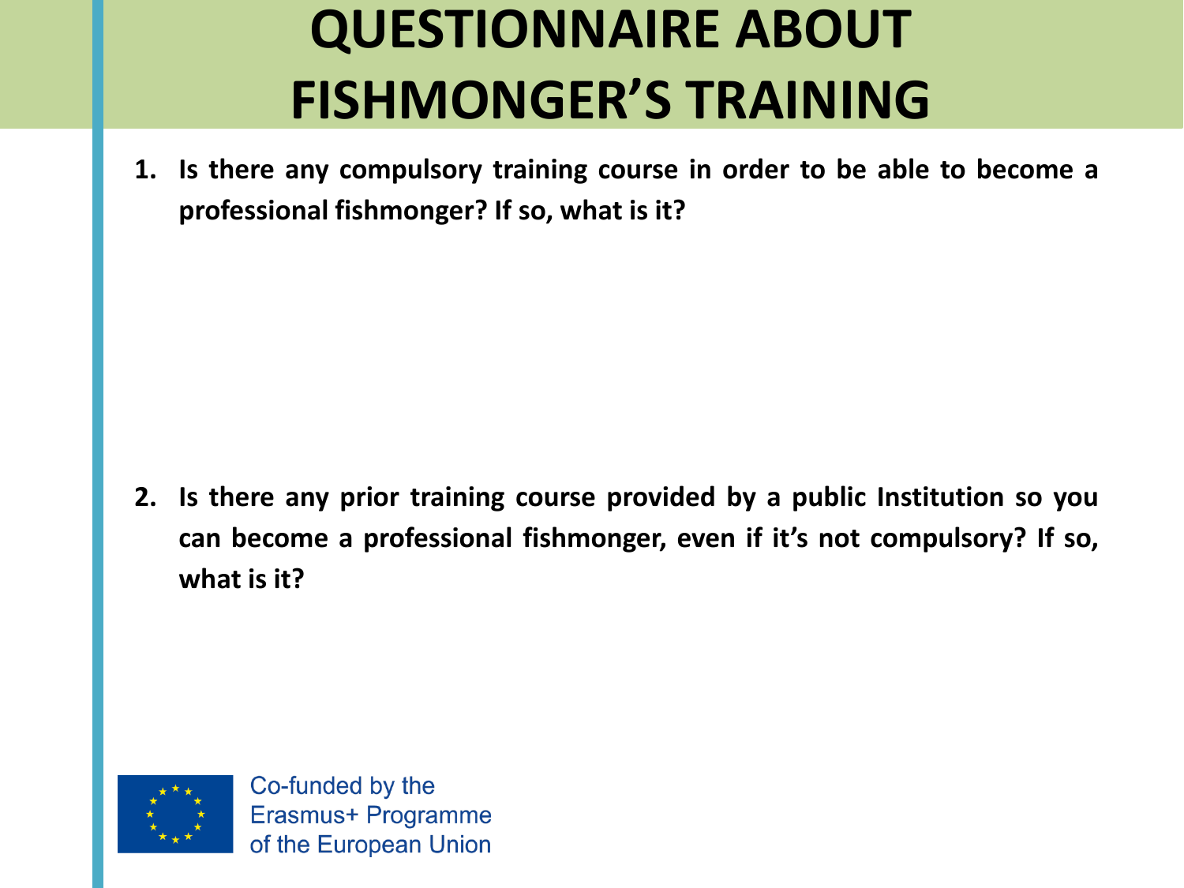# QUESTIONNAIRE ABOUT FISHMONGER'S TRAINING

1. **Is there any compulsory training course in order to be able to become a professional fishmonger? If so, what is it?**

2. **Is there any prior training course provided by a public Institution so you can become a professional fishmonger, even if it's not compulsory? If so, what is it?**

Co-funded by the Erasmus+ Programme of the European Union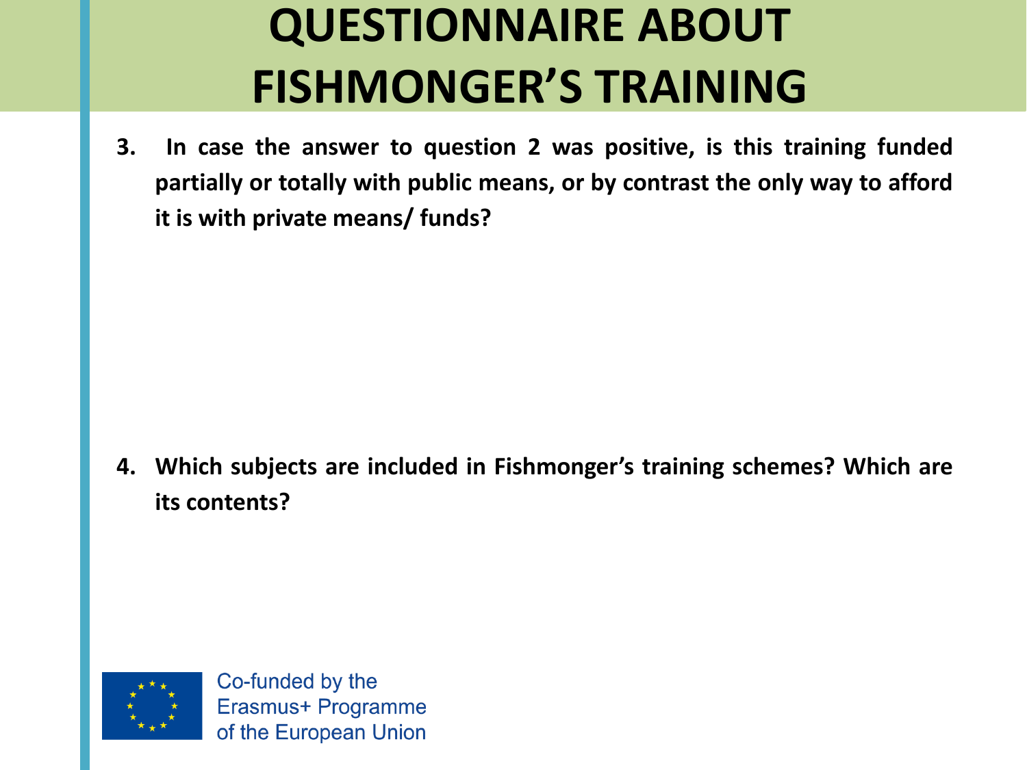# QUESTIONNAIRE ABOUT FISHMONGER'S TRAINING

3. **In case the answer to question 2 was positive, is this training funded partially or totally with public means, or by contrast the only way to afford it is with private means/ funds?**

4. **Which subjects are included in Fishmonger's training schemes? Which are its contents?**

Co-funded by the Erasmus+ Programme of the European Union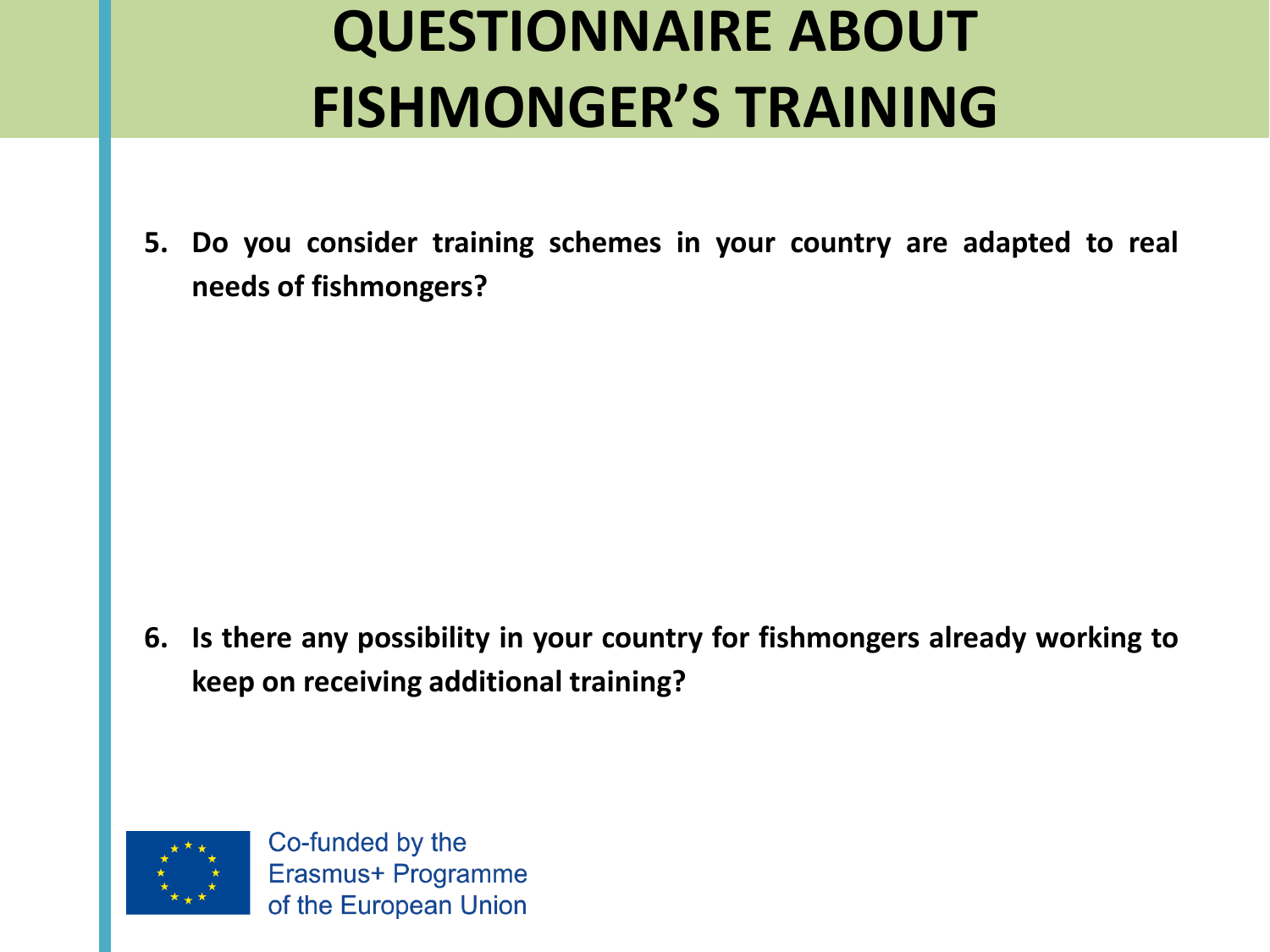# QUESTIONNAIRE ABOUT FISHMONGER'S TRAINING

5. **Do you consider training schemes in your country are adapted to real needs of fishmongers?**

6. **Is there any possibility in your country for fishmongers already working to keep on receiving additional training?**

Co-funded by the Erasmus+ Programme of the European Union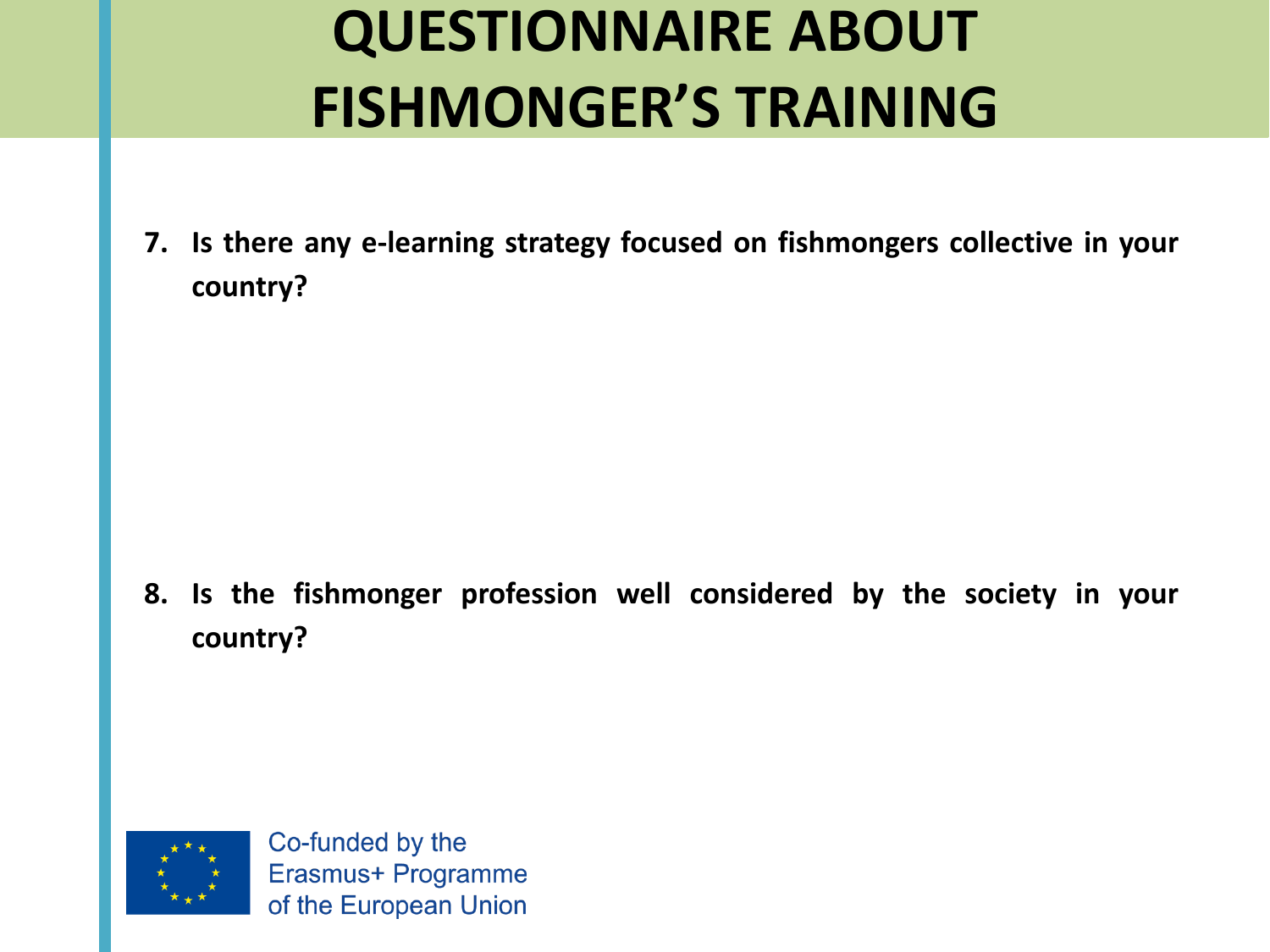# QUESTIONNAIRE ABOUT FISHMONGER'S TRAINING

7. **Is there any e-learning strategy focused on fishmongers collective in your country?**

8. **Is the fishmonger profession well considered by the society in your country?**

Co-funded by the Erasmus+ Programme of the European Union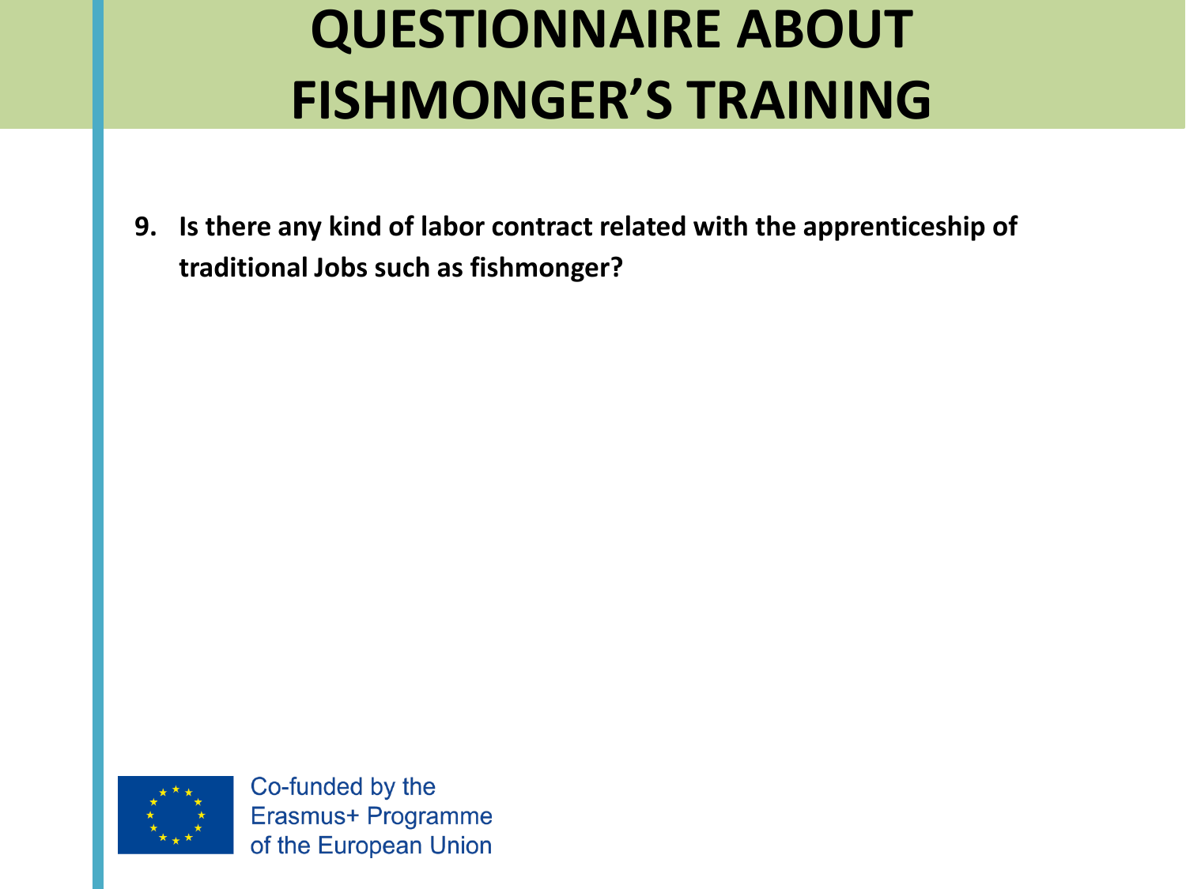# QUESTIONNAIRE ABOUT FISHMONGER'S TRAINING

9. **Is there any kind of labor contract related with the apprenticeship of traditional Jobs such as fishmonger?**

Co-funded by the Erasmus+ Programme of the European Union